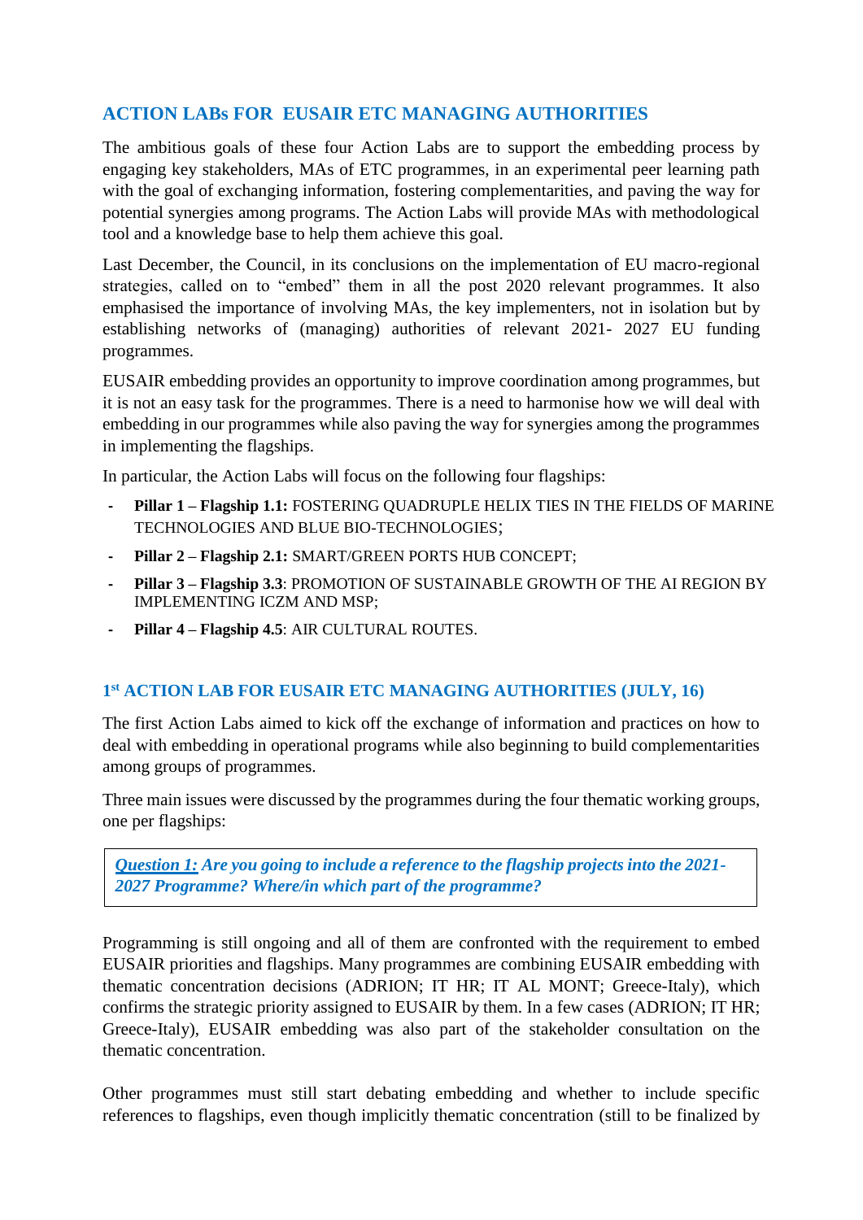## ACTION LABs FOR EUSAIR ETC MANAGING AUTHORITIES

The ambitious goals of these four Action Labs are to support the embedding process by engaging key stakeholders, MAs of ETC programmes, in an experimental peer learning path with the goal of exchanging information, fostering complementarities, and paving the way for potential synergies among programs. The Action Labs will provide MAs with methodological tool and a knowledge base to help them achieve this goal.

Last December, the Council, in its conclusions on the implementation of EU macro-regional strategies, called on to "embed" them in all the post 2020 relevant programmes. It also emphasised the importance of involving MAs, the key implementers, not in isolation but by establishing networks of (managing) authorities of relevant 2021- 2027 EU funding programmes.

EUSAIR embedding provides an opportunity to improve coordination among programmes, but it is not an easy task for the programmes. There is a need to harmonise how we will deal with embedding in our programmes while also paving the way for synergies among the programmes in implementing the flagships.

In particular, the Action Labs will focus on the following four flagships:

- **Pillar 1 – Flagship 1.1:** FOSTERING QUADRUPLE HELIX TIES IN THE FIELDS OF MARINE TECHNOLOGIES AND BLUE BIO-TECHNOLOGIES;
- **Pillar 2 – Flagship 2.1:** SMART/GREEN PORTS HUB CONCEPT;
- **Pillar 3 – Flagship 3.3**: PROMOTION OF SUSTAINABLE GROWTH OF THE AI REGION BY IMPLEMENTING ICZM AND MSP;
- **Pillar 4 – Flagship 4.5**: AIR CULTURAL ROUTES.

## 1st ACTION LAB FOR EUSAIR ETC MANAGING AUTHORITIES (JULY, 16)

The first Action Labs aimed to kick off the exchange of information and practices on how to deal with embedding in operational programs while also beginning to build complementarities among groups of programmes.

Three main issues were discussed by the programmes during the four thematic working groups, one per flagships:

***Question 1:*** ***Are you going to include a reference to the flagship projects into the 2021-2027 Programme? Where/in which part of the programme?***

Programming is still ongoing and all of them are confronted with the requirement to embed EUSAIR priorities and flagships. Many programmes are combining EUSAIR embedding with thematic concentration decisions (ADRION; IT HR; IT AL MONT; Greece-Italy), which confirms the strategic priority assigned to EUSAIR by them. In a few cases (ADRION; IT HR; Greece-Italy), EUSAIR embedding was also part of the stakeholder consultation on the thematic concentration.

Other programmes must still start debating embedding and whether to include specific references to flagships, even though implicitly thematic concentration (still to be finalized by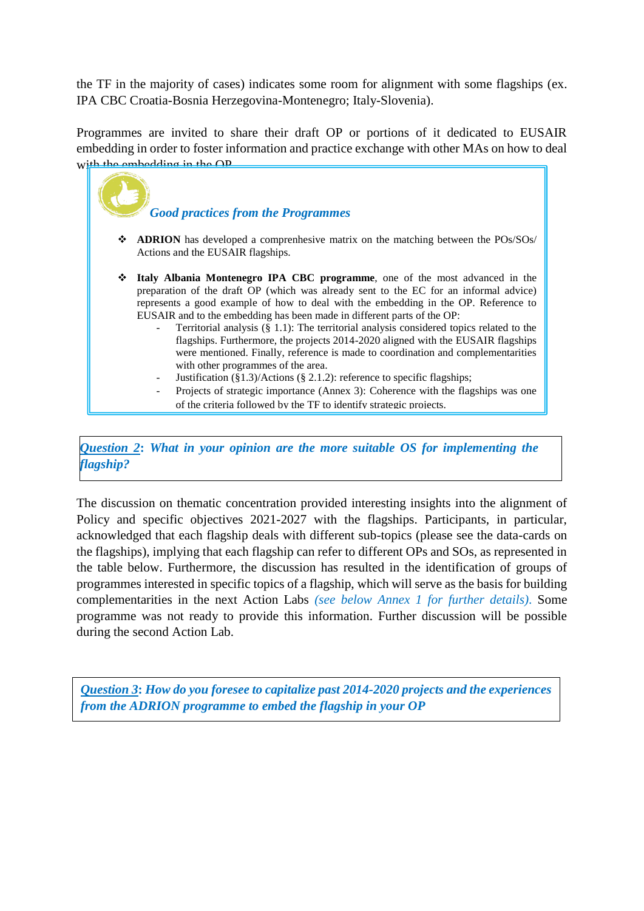the TF in the majority of cases) indicates some room for alignment with some flagships (ex. IPA CBC Croatia-Bosnia Herzegovina-Montenegro; Italy-Slovenia).

Programmes are invited to share their draft OP or portions of it dedicated to EUSAIR embedding in order to foster information and practice exchange with other MAs on how to deal with the embedding in the OP.

***Good practices from the Programmes***

- **ADRION** has developed a comprenhesive matrix on the matching between the POs/SOs/ Actions and the EUSAIR flagships.
- **Italy Albania Montenegro IPA CBC programme**, one of the most advanced in the preparation of the draft OP (which was already sent to the EC for an informal advice) represents a good example of how to deal with the embedding in the OP. Reference to EUSAIR and to the embedding has been made in different parts of the OP:
  - Territorial analysis (§ 1.1): The territorial analysis considered topics related to the flagships. Furthermore, the projects 2014-2020 aligned with the EUSAIR flagships were mentioned. Finally, reference is made to coordination and complementarities with other programmes of the area.
  - Justification (§1.3)/Actions (§ 2.1.2): reference to specific flagships;
  - Projects of strategic importance (Annex 3): Coherence with the flagships was one of the criteria followed by the TF to identify strategic projects.

***Question 2*: *What in your opinion are the more suitable OS for implementing the flagship?***

The discussion on thematic concentration provided interesting insights into the alignment of Policy and specific objectives 2021-2027 with the flagships. Participants, in particular, acknowledged that each flagship deals with different sub-topics (please see the data-cards on the flagships), implying that each flagship can refer to different OPs and SOs, as represented in the table below. Furthermore, the discussion has resulted in the identification of groups of programmes interested in specific topics of a flagship, which will serve as the basis for building complementarities in the next Action Labs *(see below Annex 1 for further details).* Some programme was not ready to provide this information. Further discussion will be possible during the second Action Lab.

***Question 3*: *How do you foresee to capitalize past 2014-2020 projects and the experiences from the ADRION programme to embed the flagship in your OP***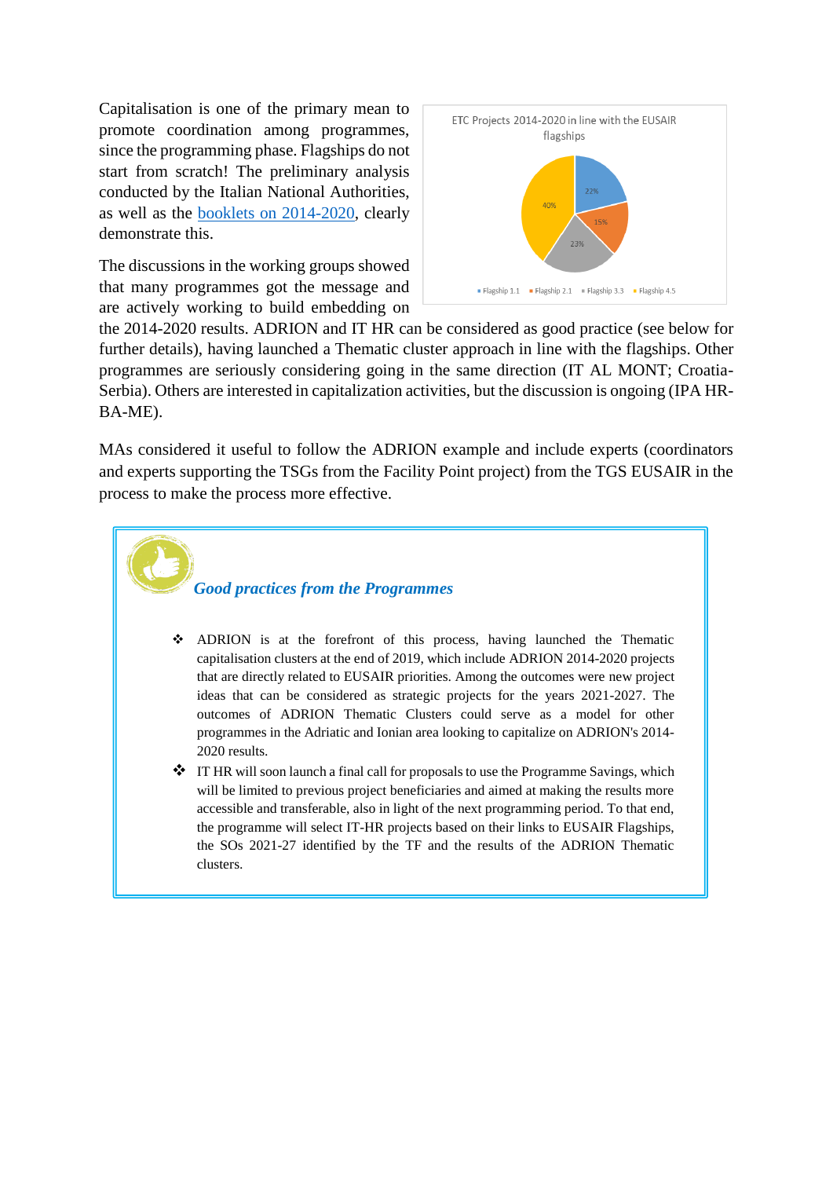Capitalisation is one of the primary mean to promote coordination among programmes, since the programming phase. Flagships do not start from scratch! The preliminary analysis conducted by the Italian National Authorities, as well as the booklets on 2014-2020, clearly demonstrate this.

ETC Projects 2014-2020 in line with the EUSAIR flagships

| Flagship | Share |
|---|---|
| Flagship 1.1 | 22% |
| Flagship 2.1 | 15% |
| Flagship 3.3 | 23% |
| Flagship 4.5 | 40% |

The discussions in the working groups showed that many programmes got the message and are actively working to build embedding on the 2014-2020 results. ADRION and IT HR can be considered as good practice (see below for further details), having launched a Thematic cluster approach in line with the flagships. Other programmes are seriously considering going in the same direction (IT AL MONT; Croatia-Serbia). Others are interested in capitalization activities, but the discussion is ongoing (IPA HR-BA-ME).

MAs considered it useful to follow the ADRION example and include experts (coordinators and experts supporting the TSGs from the Facility Point project) from the TGS EUSAIR in the process to make the process more effective.

***Good practices from the Programmes***

- ADRION is at the forefront of this process, having launched the Thematic capitalisation clusters at the end of 2019, which include ADRION 2014-2020 projects that are directly related to EUSAIR priorities. Among the outcomes were new project ideas that can be considered as strategic projects for the years 2021-2027. The outcomes of ADRION Thematic Clusters could serve as a model for other programmes in the Adriatic and Ionian area looking to capitalize on ADRION's 2014-2020 results.
- IT HR will soon launch a final call for proposals to use the Programme Savings, which will be limited to previous project beneficiaries and aimed at making the results more accessible and transferable, also in light of the next programming period. To that end, the programme will select IT-HR projects based on their links to EUSAIR Flagships, the SOs 2021-27 identified by the TF and the results of the ADRION Thematic clusters.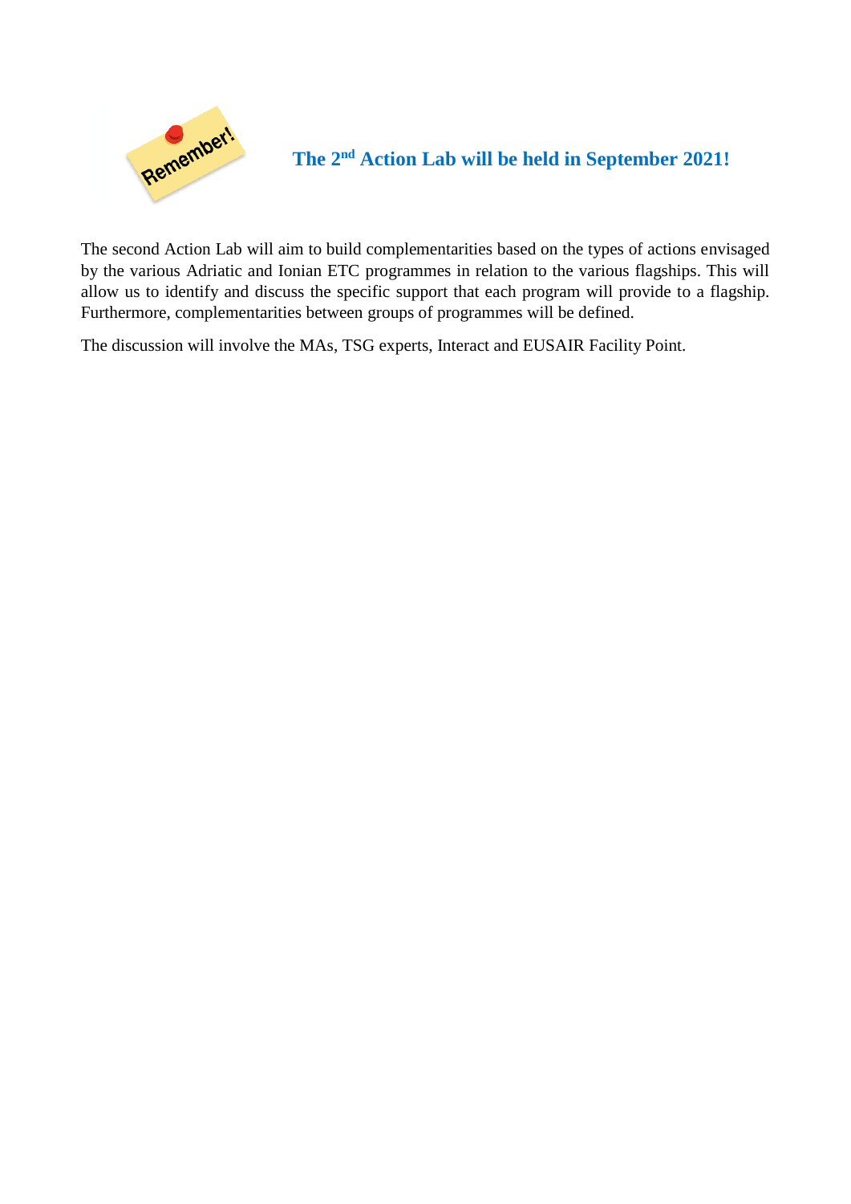Remember!

## The 2nd Action Lab will be held in September 2021!

The second Action Lab will aim to build complementarities based on the types of actions envisaged by the various Adriatic and Ionian ETC programmes in relation to the various flagships. This will allow us to identify and discuss the specific support that each program will provide to a flagship. Furthermore, complementarities between groups of programmes will be defined.

The discussion will involve the MAs, TSG experts, Interact and EUSAIR Facility Point.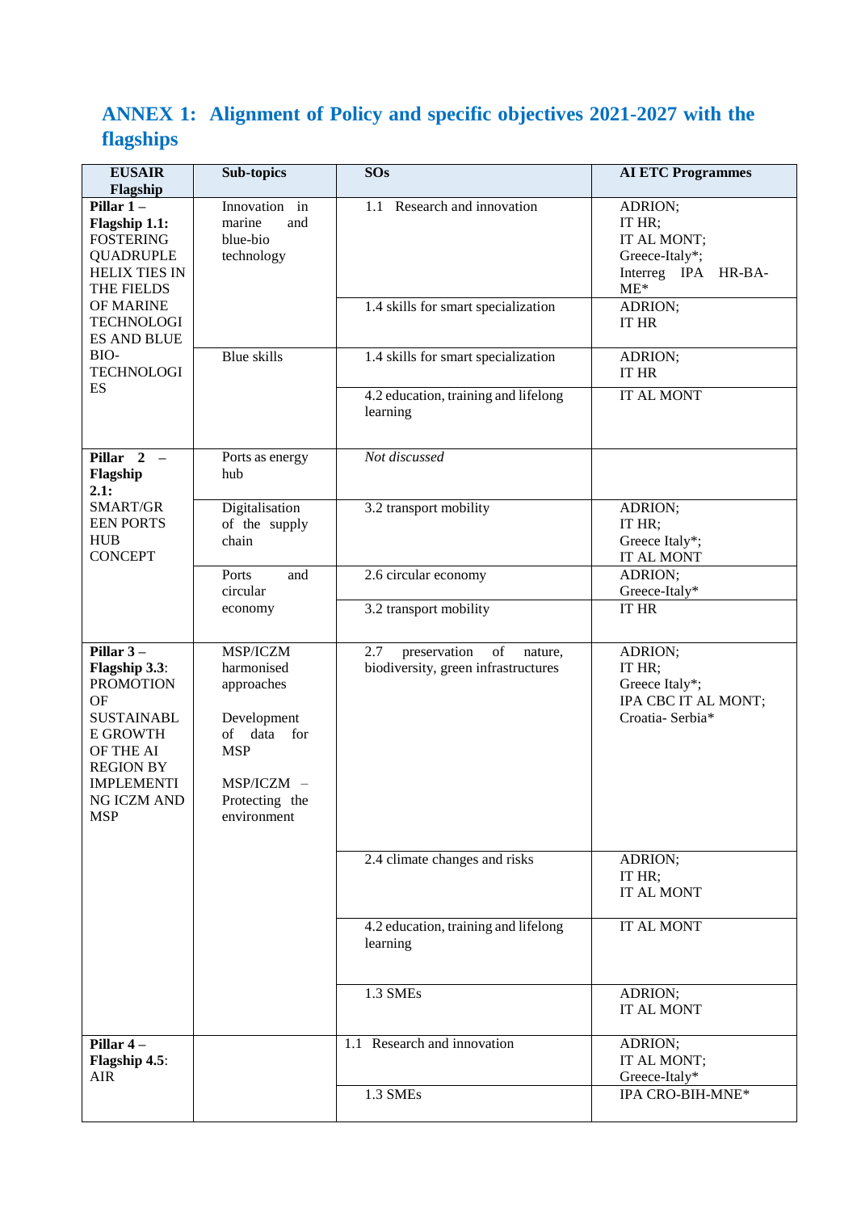## ANNEX 1: Alignment of Policy and specific objectives 2021-2027 with the flagships

| EUSAIR Flagship | Sub-topics | SOs | AI ETC Programmes |
|---|---|---|---|
| **Pillar 1 – Flagship 1.1:** FOSTERING QUADRUPLE HELIX TIES IN THE FIELDS OF MARINE TECHNOLOGIES AND BLUE BIO-TECHNOLOGIES | Innovation in marine and blue-bio technology | 1.1 Research and innovation | ADRION; IT HR; IT AL MONT; Greece-Italy*; Interreg IPA HR-BA-ME* |
| | | 1.4 skills for smart specialization | ADRION; IT HR |
| | Blue skills | 1.4 skills for smart specialization | ADRION; IT HR |
| | | 4.2 education, training and lifelong learning | IT AL MONT |
| **Pillar 2 – Flagship 2.1:** SMART/GREEN PORTS HUB CONCEPT | Ports as energy hub | *Not discussed* | |
| | Digitalisation of the supply chain | 3.2 transport mobility | ADRION; IT HR; Greece Italy*; IT AL MONT |
| | Ports and circular economy | 2.6 circular economy | ADRION; Greece-Italy* |
| | | 3.2 transport mobility | IT HR |
| **Pillar 3 – Flagship 3.3**: PROMOTION OF SUSTAINABLE GROWTH OF THE AI REGION BY IMPLEMENTING ICZM AND MSP | MSP/ICZM harmonised approaches<br><br>Development of data for MSP<br><br>MSP/ICZM – Protecting the environment | 2.7 preservation of nature, biodiversity, green infrastructures | ADRION; IT HR; Greece Italy*; IPA CBC IT AL MONT; Croatia- Serbia* |
| | | 2.4 climate changes and risks | ADRION; IT HR; IT AL MONT |
| | | 4.2 education, training and lifelong learning | IT AL MONT |
| | | 1.3 SMEs | ADRION; IT AL MONT |
| **Pillar 4 – Flagship 4.5**: AIR | | 1.1 Research and innovation | ADRION; IT AL MONT; Greece-Italy* |
| | | 1.3 SMEs | IPA CRO-BIH-MNE* |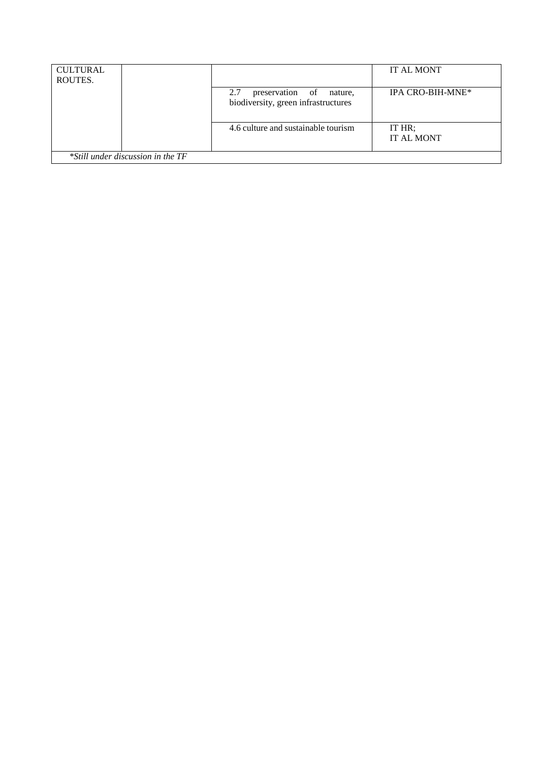| | | | |
|---|---|---|---|
| CULTURAL ROUTES. | | | IT AL MONT |
| | | 2.7 preservation of nature, biodiversity, green infrastructures | IPA CRO-BIH-MNE* |
| | | 4.6 culture and sustainable tourism | IT HR;<br>IT AL MONT |
| *\*Still under discussion in the TF* | | | |